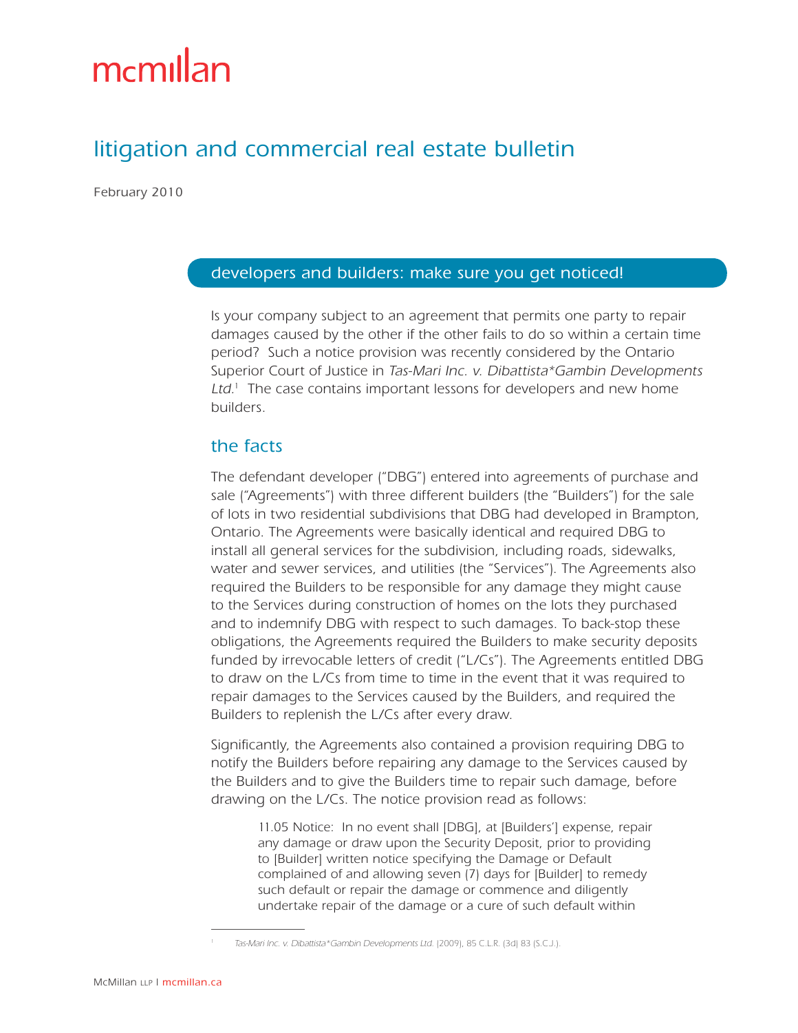mcmillan

# litigation and commercial real estate bulletin

February 2010

## developers and builders: make sure you get noticed!

Is your company subject to an agreement that permits one party to repair damages caused by the other if the other fails to do so within a certain time period? Such a notice provision was recently considered by the Ontario Superior Court of Justice in *Tas-Mari Inc. v. Dibattista\*Gambin Developments Ltd.*[1] The case contains important lessons for developers and new home builders.

### the facts

The defendant developer ("DBG") entered into agreements of purchase and sale ("Agreements") with three different builders (the "Builders") for the sale of lots in two residential subdivisions that DBG had developed in Brampton, Ontario. The Agreements were basically identical and required DBG to install all general services for the subdivision, including roads, sidewalks, water and sewer services, and utilities (the "Services"). The Agreements also required the Builders to be responsible for any damage they might cause to the Services during construction of homes on the lots they purchased and to indemnify DBG with respect to such damages. To back-stop these obligations, the Agreements required the Builders to make security deposits funded by irrevocable letters of credit ("L/Cs"). The Agreements entitled DBG to draw on the L/Cs from time to time in the event that it was required to repair damages to the Services caused by the Builders, and required the Builders to replenish the L/Cs after every draw.

Significantly, the Agreements also contained a provision requiring DBG to notify the Builders before repairing any damage to the Services caused by the Builders and to give the Builders time to repair such damage, before drawing on the L/Cs. The notice provision read as follows:

> 11.05 Notice: In no event shall [DBG], at [Builders'] expense, repair any damage or draw upon the Security Deposit, prior to providing to [Builder] written notice specifying the Damage or Default complained of and allowing seven (7) days for [Builder] to remedy such default or repair the damage or commence and diligently undertake repair of the damage or a cure of such default within

[1] *Tas-Mari Inc. v. Dibattista\*Gambin Developments Ltd.* (2009), 85 C.L.R. (3d) 83 (S.C.J.).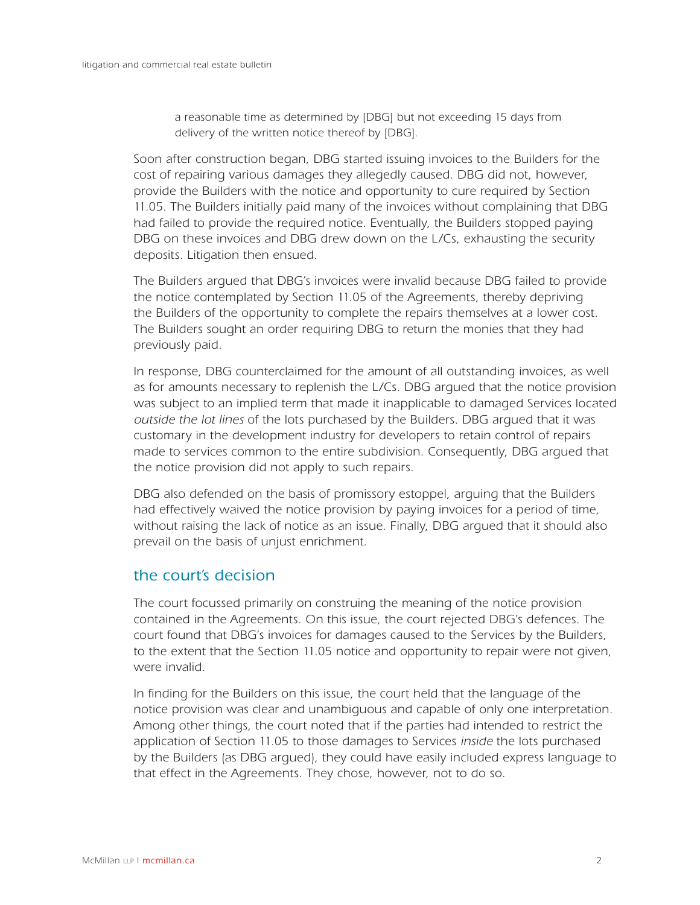> a reasonable time as determined by [DBG] but not exceeding 15 days from delivery of the written notice thereof by [DBG].

Soon after construction began, DBG started issuing invoices to the Builders for the cost of repairing various damages they allegedly caused. DBG did not, however, provide the Builders with the notice and opportunity to cure required by Section 11.05. The Builders initially paid many of the invoices without complaining that DBG had failed to provide the required notice. Eventually, the Builders stopped paying DBG on these invoices and DBG drew down on the L/Cs, exhausting the security deposits. Litigation then ensued.

The Builders argued that DBG's invoices were invalid because DBG failed to provide the notice contemplated by Section 11.05 of the Agreements, thereby depriving the Builders of the opportunity to complete the repairs themselves at a lower cost. The Builders sought an order requiring DBG to return the monies that they had previously paid.

In response, DBG counterclaimed for the amount of all outstanding invoices, as well as for amounts necessary to replenish the L/Cs. DBG argued that the notice provision was subject to an implied term that made it inapplicable to damaged Services located *outside the lot lines* of the lots purchased by the Builders. DBG argued that it was customary in the development industry for developers to retain control of repairs made to services common to the entire subdivision. Consequently, DBG argued that the notice provision did not apply to such repairs.

DBG also defended on the basis of promissory estoppel, arguing that the Builders had effectively waived the notice provision by paying invoices for a period of time, without raising the lack of notice as an issue. Finally, DBG argued that it should also prevail on the basis of unjust enrichment.

## the court's decision

The court focussed primarily on construing the meaning of the notice provision contained in the Agreements. On this issue, the court rejected DBG's defences. The court found that DBG's invoices for damages caused to the Services by the Builders, to the extent that the Section 11.05 notice and opportunity to repair were not given, were invalid.

In finding for the Builders on this issue, the court held that the language of the notice provision was clear and unambiguous and capable of only one interpretation. Among other things, the court noted that if the parties had intended to restrict the application of Section 11.05 to those damages to Services *inside* the lots purchased by the Builders (as DBG argued), they could have easily included express language to that effect in the Agreements. They chose, however, not to do so.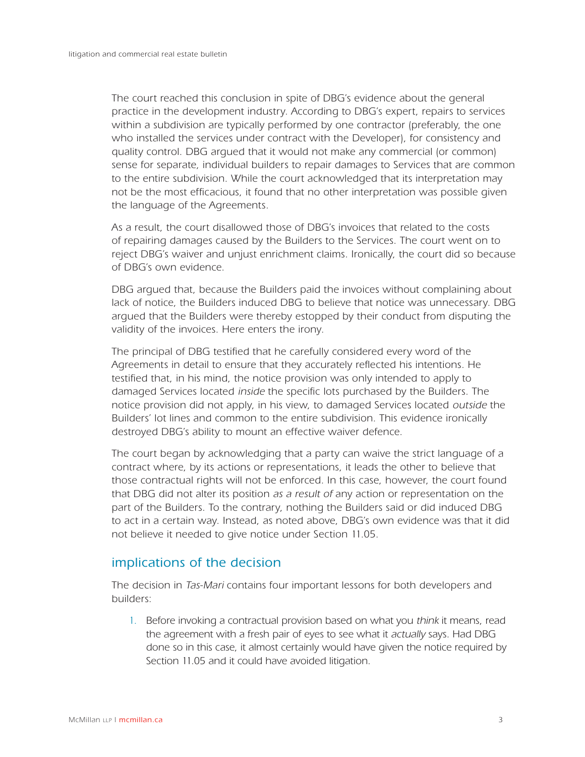The court reached this conclusion in spite of DBG's evidence about the general practice in the development industry. According to DBG's expert, repairs to services within a subdivision are typically performed by one contractor (preferably, the one who installed the services under contract with the Developer), for consistency and quality control. DBG argued that it would not make any commercial (or common) sense for separate, individual builders to repair damages to Services that are common to the entire subdivision. While the court acknowledged that its interpretation may not be the most efficacious, it found that no other interpretation was possible given the language of the Agreements.

As a result, the court disallowed those of DBG's invoices that related to the costs of repairing damages caused by the Builders to the Services. The court went on to reject DBG's waiver and unjust enrichment claims. Ironically, the court did so because of DBG's own evidence.

DBG argued that, because the Builders paid the invoices without complaining about lack of notice, the Builders induced DBG to believe that notice was unnecessary. DBG argued that the Builders were thereby estopped by their conduct from disputing the validity of the invoices. Here enters the irony.

The principal of DBG testified that he carefully considered every word of the Agreements in detail to ensure that they accurately reflected his intentions. He testified that, in his mind, the notice provision was only intended to apply to damaged Services located *inside* the specific lots purchased by the Builders. The notice provision did not apply, in his view, to damaged Services located *outside* the Builders' lot lines and common to the entire subdivision. This evidence ironically destroyed DBG's ability to mount an effective waiver defence.

The court began by acknowledging that a party can waive the strict language of a contract where, by its actions or representations, it leads the other to believe that those contractual rights will not be enforced. In this case, however, the court found that DBG did not alter its position *as a result of* any action or representation on the part of the Builders. To the contrary, nothing the Builders said or did induced DBG to act in a certain way. Instead, as noted above, DBG's own evidence was that it did not believe it needed to give notice under Section 11.05.

## implications of the decision

The decision in *Tas-Mari* contains four important lessons for both developers and builders:

1. Before invoking a contractual provision based on what you *think* it means, read the agreement with a fresh pair of eyes to see what it *actually* says. Had DBG done so in this case, it almost certainly would have given the notice required by Section 11.05 and it could have avoided litigation.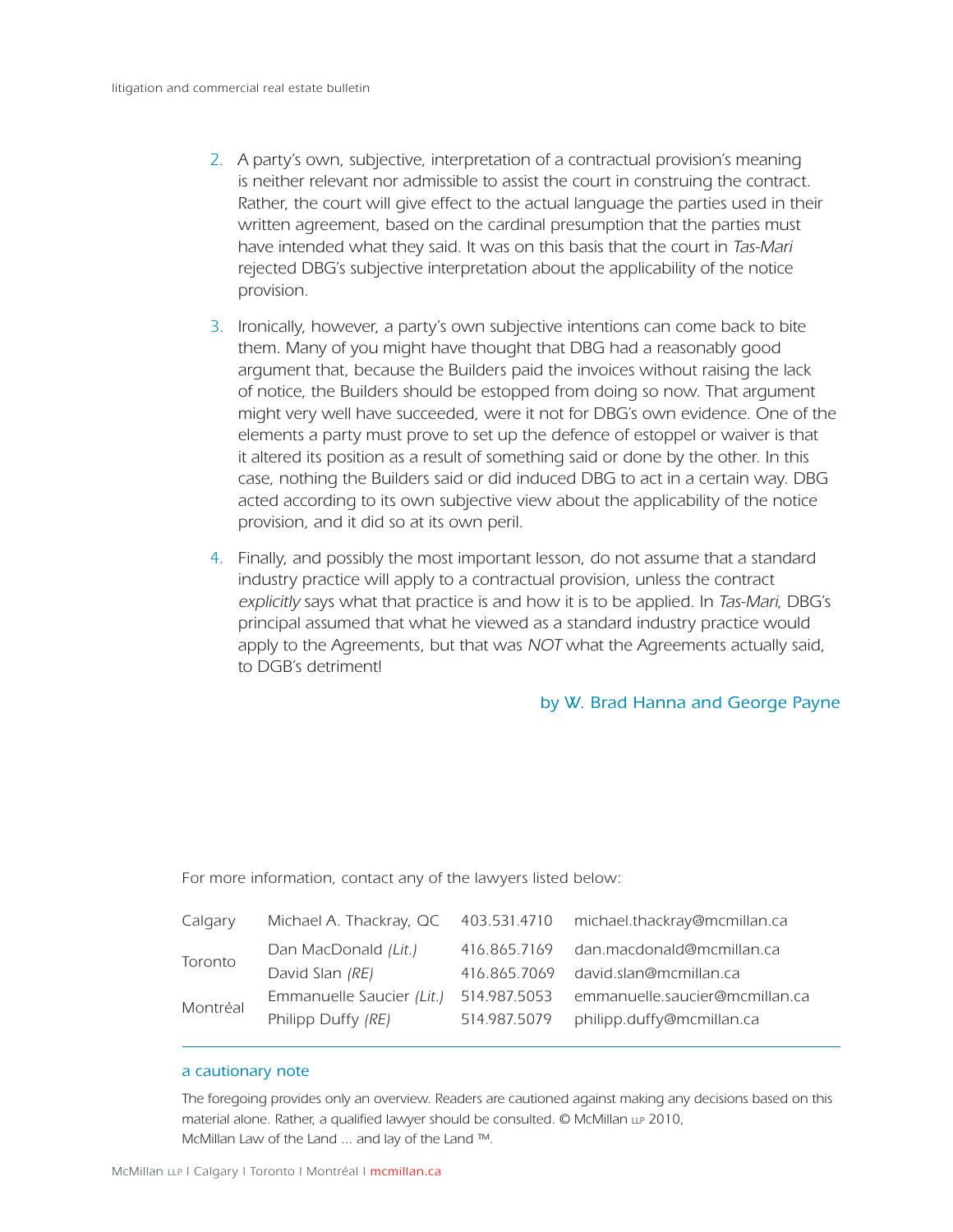2. A party's own, subjective, interpretation of a contractual provision's meaning is neither relevant nor admissible to assist the court in construing the contract. Rather, the court will give effect to the actual language the parties used in their written agreement, based on the cardinal presumption that the parties must have intended what they said. It was on this basis that the court in *Tas-Mari* rejected DBG's subjective interpretation about the applicability of the notice provision.

3. Ironically, however, a party's own subjective intentions can come back to bite them. Many of you might have thought that DBG had a reasonably good argument that, because the Builders paid the invoices without raising the lack of notice, the Builders should be estopped from doing so now. That argument might very well have succeeded, were it not for DBG's own evidence. One of the elements a party must prove to set up the defence of estoppel or waiver is that it altered its position as a result of something said or done by the other. In this case, nothing the Builders said or did induced DBG to act in a certain way. DBG acted according to its own subjective view about the applicability of the notice provision, and it did so at its own peril.

4. Finally, and possibly the most important lesson, do not assume that a standard industry practice will apply to a contractual provision, unless the contract *explicitly* says what that practice is and how it is to be applied. In *Tas-Mari*, DBG's principal assumed that what he viewed as a standard industry practice would apply to the Agreements, but that was *NOT* what the Agreements actually said, to DGB's detriment!

by W. Brad Hanna and George Payne

For more information, contact any of the lawyers listed below:

| | | | |
|---|---|---|---|
| Calgary | Michael A. Thackray, QC | 403.531.4710 | michael.thackray@mcmillan.ca |
| Toronto | Dan MacDonald *(Lit.)* | 416.865.7169 | dan.macdonald@mcmillan.ca |
| | David Slan *(RE)* | 416.865.7069 | david.slan@mcmillan.ca |
| Montréal | Emmanuelle Saucier *(Lit.)* | 514.987.5053 | emmanuelle.saucier@mcmillan.ca |
| | Philipp Duffy *(RE)* | 514.987.5079 | philipp.duffy@mcmillan.ca |

## a cautionary note

The foregoing provides only an overview. Readers are cautioned against making any decisions based on this material alone. Rather, a qualified lawyer should be consulted. © McMillan LLP 2010, McMillan Law of the Land ... and lay of the Land ™.